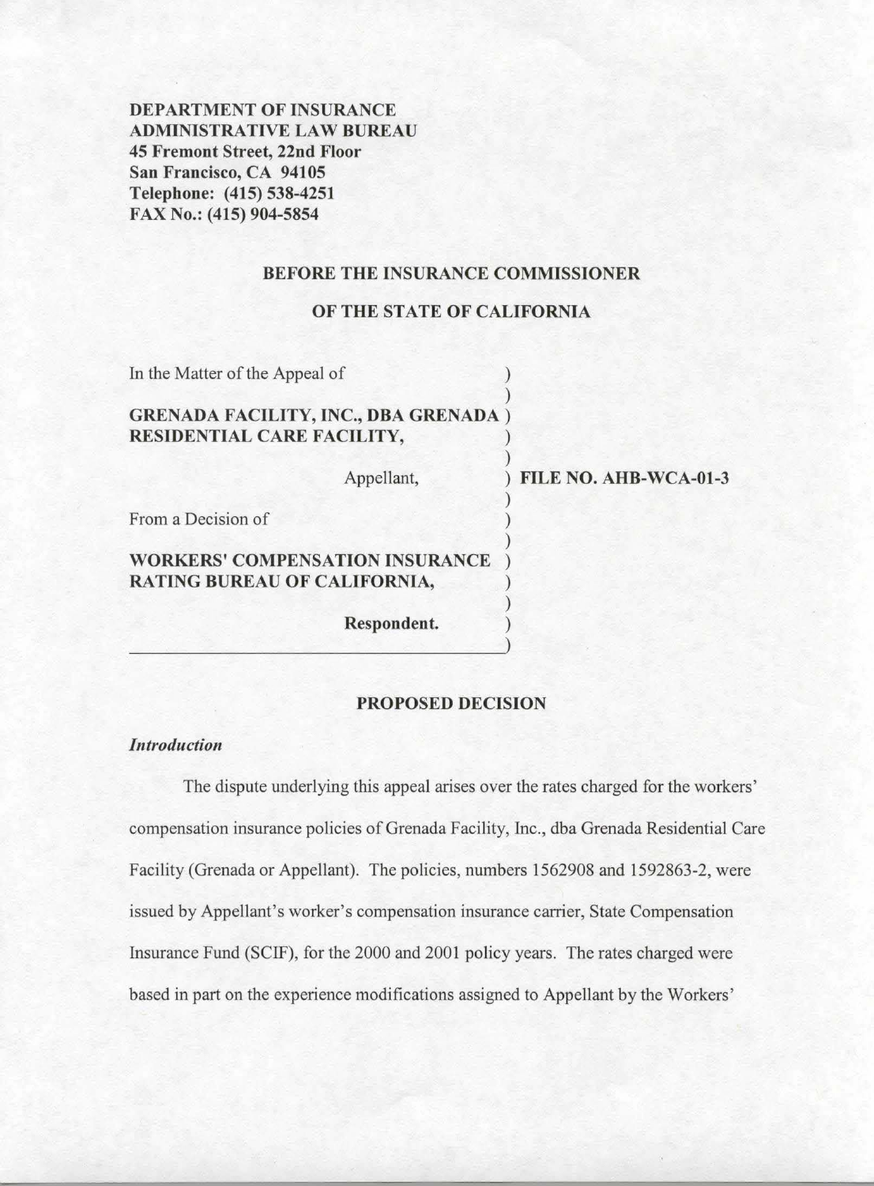**DEPARTMENT OF INSURANCE**
**ADMINISTRATIVE LAW BUREAU**
**45 Fremont Street, 22nd Floor**
**San Francisco, CA 94105**
**Telephone: (415) 538-4251**
**FAX No.: (415) 904-5854**

**BEFORE THE INSURANCE COMMISSIONER**

**OF THE STATE OF CALIFORNIA**

In the Matter of the Appeal of

**GRENADA FACILITY, INC., DBA GRENADA RESIDENTIAL CARE FACILITY,**

Appellant,

From a Decision of

**WORKERS' COMPENSATION INSURANCE RATING BUREAU OF CALIFORNIA,**

**Respondent.**

**FILE NO. AHB-WCA-01-3**

## PROPOSED DECISION

### *Introduction*

The dispute underlying this appeal arises over the rates charged for the workers' compensation insurance policies of Grenada Facility, Inc., dba Grenada Residential Care Facility (Grenada or Appellant). The policies, numbers 1562908 and 1592863-2, were issued by Appellant's worker's compensation insurance carrier, State Compensation Insurance Fund (SCIF), for the 2000 and 2001 policy years. The rates charged were based in part on the experience modifications assigned to Appellant by the Workers'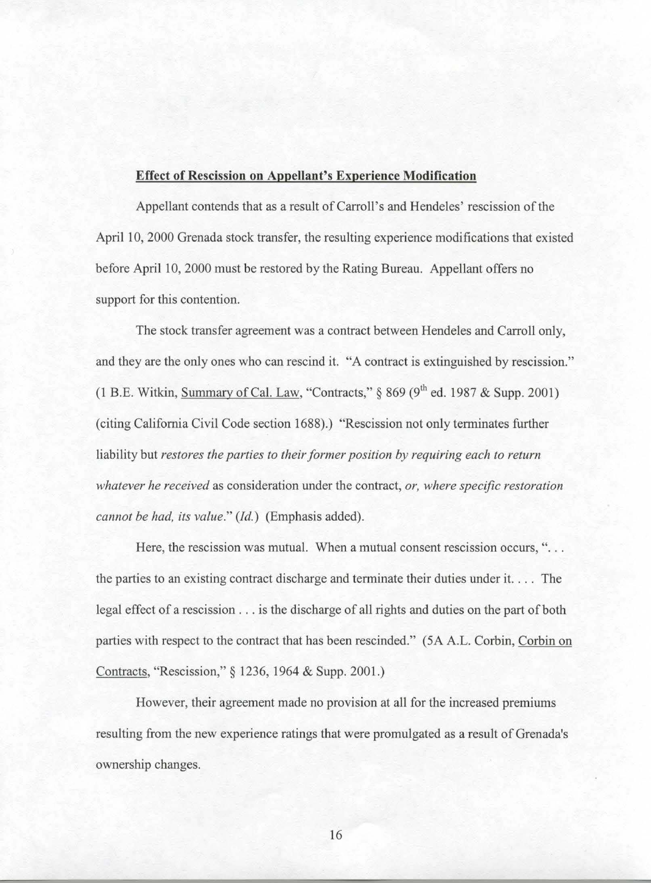**Effect of Rescission on Appellant's Experience Modification**

Appellant contends that as a result of Carroll's and Hendeles' rescission of the April 10, 2000 Grenada stock transfer, the resulting experience modifications that existed before April 10, 2000 must be restored by the Rating Bureau. Appellant offers no support for this contention.

The stock transfer agreement was a contract between Hendeles and Carroll only, and they are the only ones who can rescind it. "A contract is extinguished by rescission." (1 B.E. Witkin, Summary of Cal. Law, "Contracts," § 869 (9th ed. 1987 & Supp. 2001) (citing California Civil Code section 1688).) "Rescission not only terminates further liability but *restores the parties to their former position by requiring each to return whatever he received* as consideration under the contract, *or, where specific restoration cannot be had, its value*." (*Id.*) (Emphasis added).

Here, the rescission was mutual. When a mutual consent rescission occurs, "... the parties to an existing contract discharge and terminate their duties under it. ... The legal effect of a rescission ... is the discharge of all rights and duties on the part of both parties with respect to the contract that has been rescinded." (5A A.L. Corbin, Corbin on Contracts, "Rescission," § 1236, 1964 & Supp. 2001.)

However, their agreement made no provision at all for the increased premiums resulting from the new experience ratings that were promulgated as a result of Grenada's ownership changes.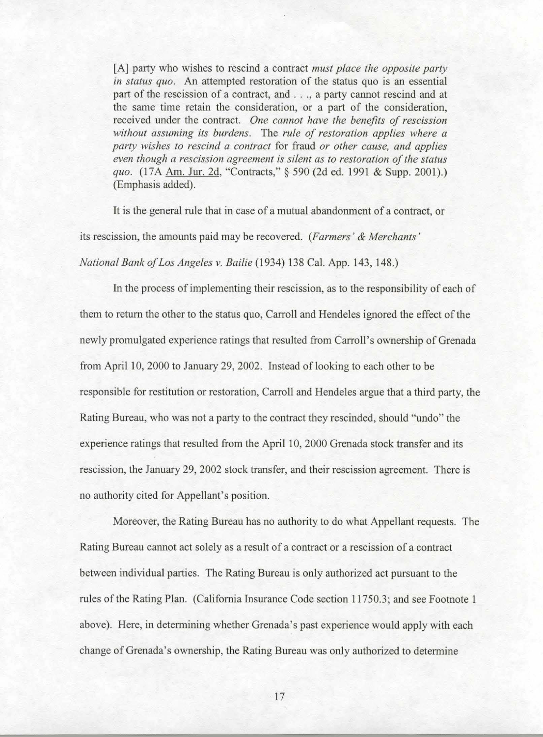> [A] party who wishes to rescind a contract *must place the opposite party in status quo*. An attempted restoration of the status quo is an essential part of the rescission of a contract, and . . ., a party cannot rescind and at the same time retain the consideration, or a part of the consideration, received under the contract. *One cannot have the benefits of rescission without assuming its burdens.* The *rule of restoration applies where a party wishes to rescind a contract* for fraud *or other cause, and applies even though a rescission agreement is silent as to restoration of the status quo.* (17A Am. Jur. 2d, "Contracts," § 590 (2d ed. 1991 & Supp. 2001).) (Emphasis added).

It is the general rule that in case of a mutual abandonment of a contract, or its rescission, the amounts paid may be recovered. (*Farmers' & Merchants' National Bank of Los Angeles v. Bailie* (1934) 138 Cal. App. 143, 148.)

In the process of implementing their rescission, as to the responsibility of each of them to return the other to the status quo, Carroll and Hendeles ignored the effect of the newly promulgated experience ratings that resulted from Carroll's ownership of Grenada from April 10, 2000 to January 29, 2002. Instead of looking to each other to be responsible for restitution or restoration, Carroll and Hendeles argue that a third party, the Rating Bureau, who was not a party to the contract they rescinded, should "undo" the experience ratings that resulted from the April 10, 2000 Grenada stock transfer and its rescission, the January 29, 2002 stock transfer, and their rescission agreement. There is no authority cited for Appellant's position.

Moreover, the Rating Bureau has no authority to do what Appellant requests. The Rating Bureau cannot act solely as a result of a contract or a rescission of a contract between individual parties. The Rating Bureau is only authorized act pursuant to the rules of the Rating Plan. (California Insurance Code section 11750.3; and see Footnote 1 above). Here, in determining whether Grenada's past experience would apply with each change of Grenada's ownership, the Rating Bureau was only authorized to determine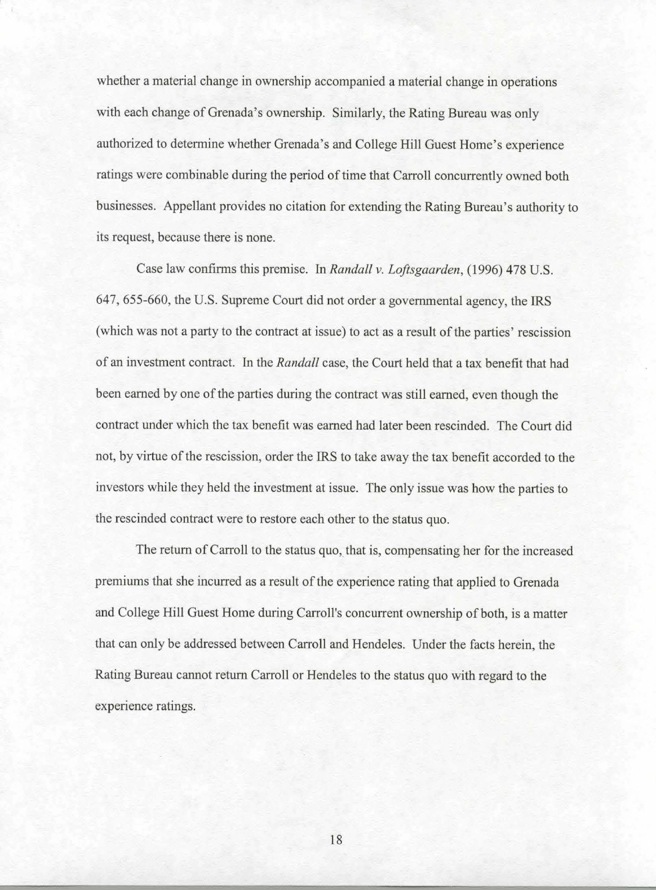whether a material change in ownership accompanied a material change in operations with each change of Grenada's ownership. Similarly, the Rating Bureau was only authorized to determine whether Grenada's and College Hill Guest Home's experience ratings were combinable during the period of time that Carroll concurrently owned both businesses. Appellant provides no citation for extending the Rating Bureau's authority to its request, because there is none.

Case law confirms this premise. In *Randall v. Loftsgaarden*, (1996) 478 U.S. 647, 655-660, the U.S. Supreme Court did not order a governmental agency, the IRS (which was not a party to the contract at issue) to act as a result of the parties' rescission of an investment contract. In the *Randall* case, the Court held that a tax benefit that had been earned by one of the parties during the contract was still earned, even though the contract under which the tax benefit was earned had later been rescinded. The Court did not, by virtue of the rescission, order the IRS to take away the tax benefit accorded to the investors while they held the investment at issue. The only issue was how the parties to the rescinded contract were to restore each other to the status quo.

The return of Carroll to the status quo, that is, compensating her for the increased premiums that she incurred as a result of the experience rating that applied to Grenada and College Hill Guest Home during Carroll's concurrent ownership of both, is a matter that can only be addressed between Carroll and Hendeles. Under the facts herein, the Rating Bureau cannot return Carroll or Hendeles to the status quo with regard to the experience ratings.